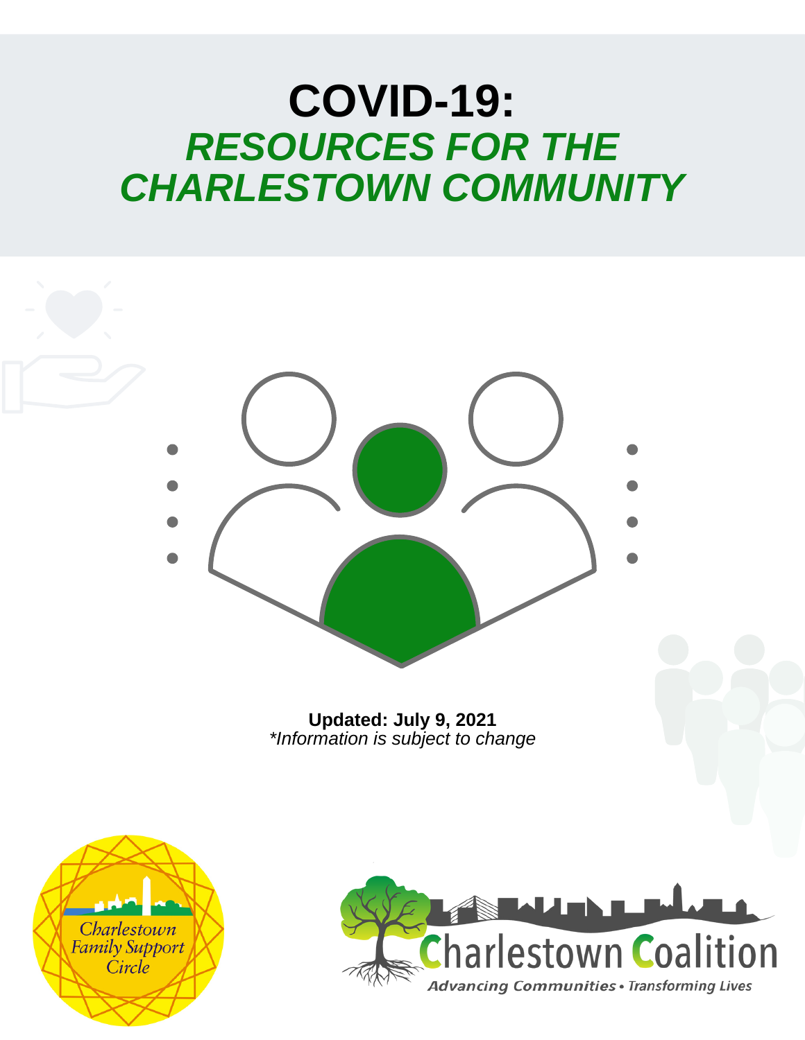# COVID-19:
## *RESOURCES FOR THE CHARLESTOWN COMMUNITY*

**Updated: July 9, 2021**
*\*Information is subject to change*

Charlestown Family Support Circle

Charlestown Coalition
*Advancing Communities • Transforming Lives*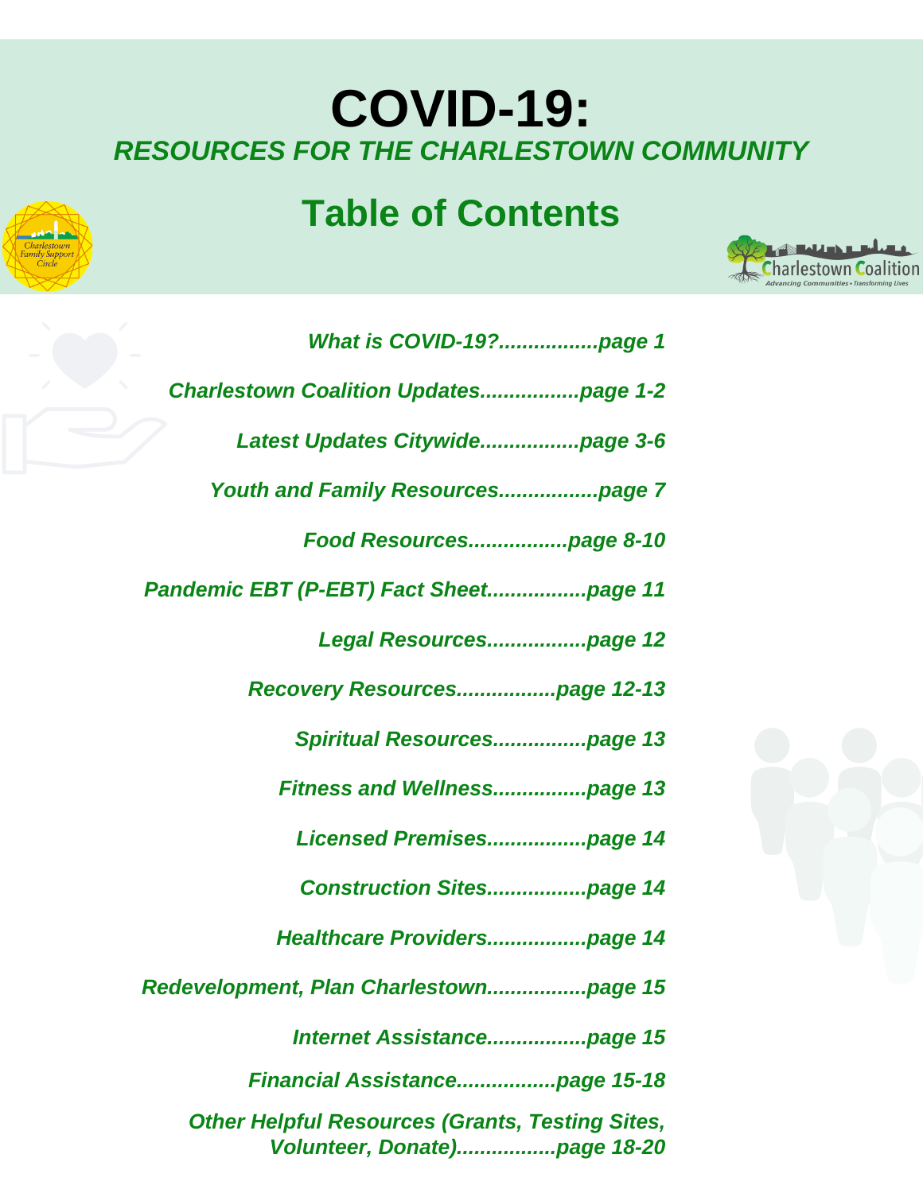# COVID-19:

## *RESOURCES FOR THE CHARLESTOWN COMMUNITY*

## Table of Contents

*What is COVID-19?................page 1*

*Charlestown Coalition Updates................page 1-2*

*Latest Updates Citywide................page 3-6*

*Youth and Family Resources................page 7*

*Food Resources................page 8-10*

*Pandemic EBT (P-EBT) Fact Sheet................page 11*

*Legal Resources................page 12*

*Recovery Resources................page 12-13*

*Spiritual Resources................page 13*

*Fitness and Wellness................page 13*

*Licensed Premises................page 14*

*Construction Sites................page 14*

*Healthcare Providers................page 14*

*Redevelopment, Plan Charlestown................page 15*

*Internet Assistance................page 15*

*Financial Assistance................page 15-18*

*Other Helpful Resources (Grants, Testing Sites, Volunteer, Donate)................page 18-20*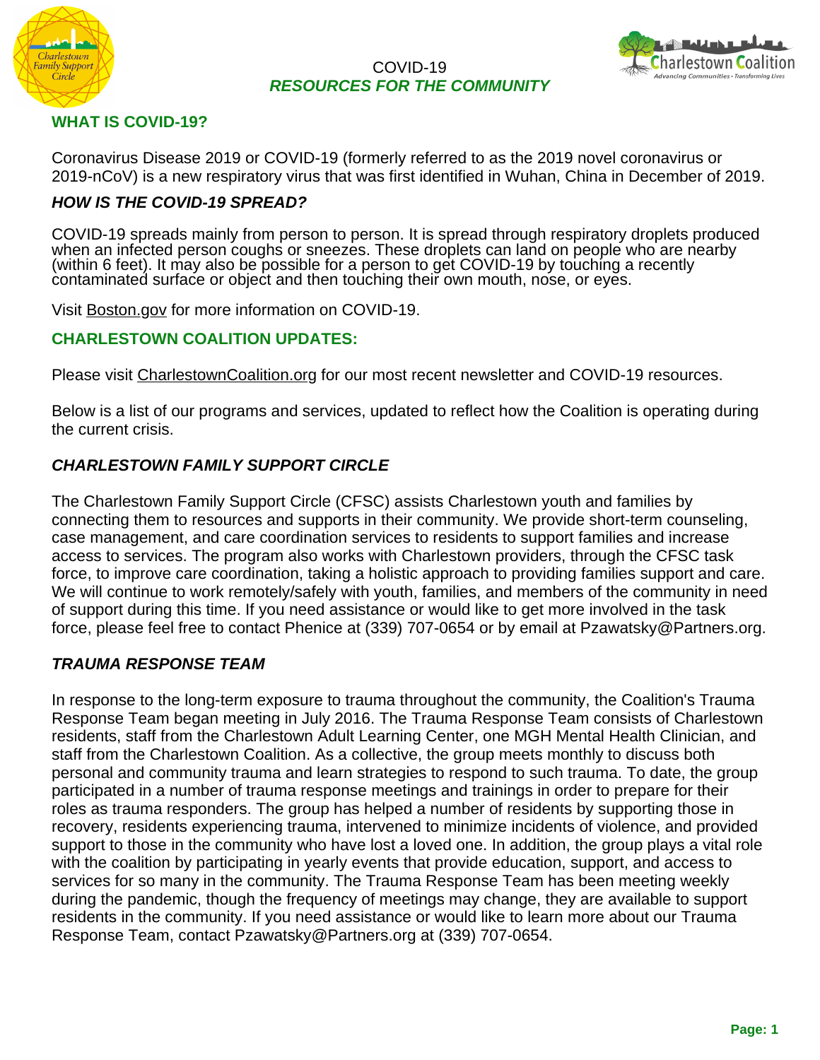COVID-19

***RESOURCES FOR THE COMMUNITY***

## WHAT IS COVID-19?

Coronavirus Disease 2019 or COVID-19 (formerly referred to as the 2019 novel coronavirus or 2019-nCoV) is a new respiratory virus that was first identified in Wuhan, China in December of 2019.

### *HOW IS THE COVID-19 SPREAD?*

COVID-19 spreads mainly from person to person. It is spread through respiratory droplets produced when an infected person coughs or sneezes. These droplets can land on people who are nearby (within 6 feet). It may also be possible for a person to get COVID-19 by touching a recently contaminated surface or object and then touching their own mouth, nose, or eyes.

Visit Boston.gov for more information on COVID-19.

## CHARLESTOWN COALITION UPDATES:

Please visit CharlestownCoalition.org for our most recent newsletter and COVID-19 resources.

Below is a list of our programs and services, updated to reflect how the Coalition is operating during the current crisis.

### *CHARLESTOWN FAMILY SUPPORT CIRCLE*

The Charlestown Family Support Circle (CFSC) assists Charlestown youth and families by connecting them to resources and supports in their community. We provide short-term counseling, case management, and care coordination services to residents to support families and increase access to services. The program also works with Charlestown providers, through the CFSC task force, to improve care coordination, taking a holistic approach to providing families support and care. We will continue to work remotely/safely with youth, families, and members of the community in need of support during this time. If you need assistance or would like to get more involved in the task force, please feel free to contact Phenice at (339) 707-0654 or by email at Pzawatsky@Partners.org.

### *TRAUMA RESPONSE TEAM*

In response to the long-term exposure to trauma throughout the community, the Coalition's Trauma Response Team began meeting in July 2016. The Trauma Response Team consists of Charlestown residents, staff from the Charlestown Adult Learning Center, one MGH Mental Health Clinician, and staff from the Charlestown Coalition. As a collective, the group meets monthly to discuss both personal and community trauma and learn strategies to respond to such trauma. To date, the group participated in a number of trauma response meetings and trainings in order to prepare for their roles as trauma responders. The group has helped a number of residents by supporting those in recovery, residents experiencing trauma, intervened to minimize incidents of violence, and provided support to those in the community who have lost a loved one. In addition, the group plays a vital role with the coalition by participating in yearly events that provide education, support, and access to services for so many in the community. The Trauma Response Team has been meeting weekly during the pandemic, though the frequency of meetings may change, they are available to support residents in the community. If you need assistance or would like to learn more about our Trauma Response Team, contact Pzawatsky@Partners.org at (339) 707-0654.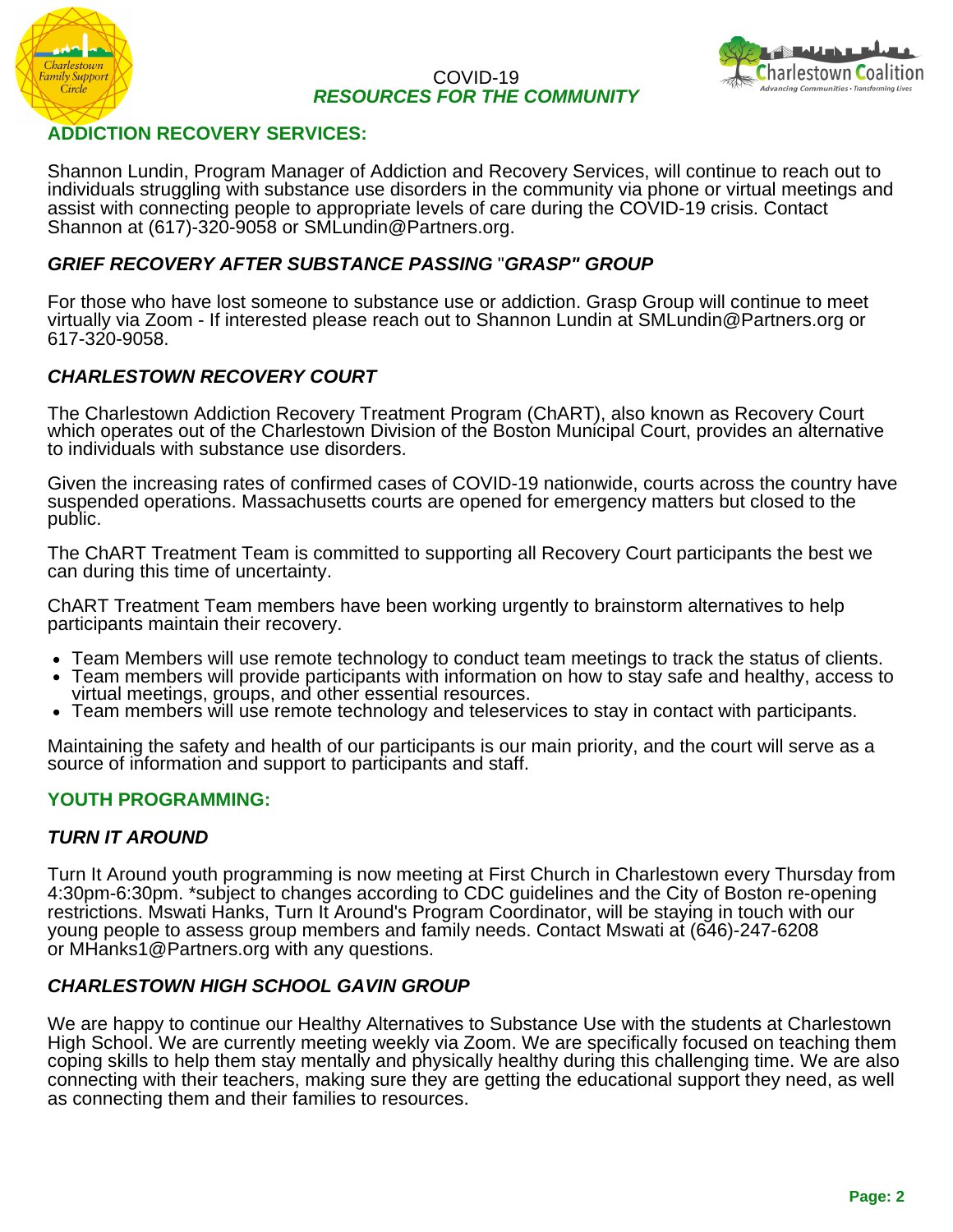COVID-19
***RESOURCES FOR THE COMMUNITY***

## ADDICTION RECOVERY SERVICES:

Shannon Lundin, Program Manager of Addiction and Recovery Services, will continue to reach out to individuals struggling with substance use disorders in the community via phone or virtual meetings and assist with connecting people to appropriate levels of care during the COVID-19 crisis. Contact Shannon at (617)-320-9058 or SMLundin@Partners.org.

### *GRIEF RECOVERY AFTER SUBSTANCE PASSING "GRASP" GROUP*

For those who have lost someone to substance use or addiction. Grasp Group will continue to meet virtually via Zoom - If interested please reach out to Shannon Lundin at SMLundin@Partners.org or 617-320-9058.

### *CHARLESTOWN RECOVERY COURT*

The Charlestown Addiction Recovery Treatment Program (ChART), also known as Recovery Court which operates out of the Charlestown Division of the Boston Municipal Court, provides an alternative to individuals with substance use disorders.

Given the increasing rates of confirmed cases of COVID-19 nationwide, courts across the country have suspended operations. Massachusetts courts are opened for emergency matters but closed to the public.

The ChART Treatment Team is committed to supporting all Recovery Court participants the best we can during this time of uncertainty.

ChART Treatment Team members have been working urgently to brainstorm alternatives to help participants maintain their recovery.

- Team Members will use remote technology to conduct team meetings to track the status of clients.
- Team members will provide participants with information on how to stay safe and healthy, access to virtual meetings, groups, and other essential resources.
- Team members will use remote technology and teleservices to stay in contact with participants.

Maintaining the safety and health of our participants is our main priority, and the court will serve as a source of information and support to participants and staff.

## YOUTH PROGRAMMING:

### *TURN IT AROUND*

Turn It Around youth programming is now meeting at First Church in Charlestown every Thursday from 4:30pm-6:30pm. *subject to changes according to CDC guidelines and the City of Boston re-opening restrictions. Mswati Hanks, Turn It Around's Program Coordinator, will be staying in touch with our young people to assess group members and family needs. Contact Mswati at (646)-247-6208 or MHanks1@Partners.org with any questions.

### *CHARLESTOWN HIGH SCHOOL GAVIN GROUP*

We are happy to continue our Healthy Alternatives to Substance Use with the students at Charlestown High School. We are currently meeting weekly via Zoom. We are specifically focused on teaching them coping skills to help them stay mentally and physically healthy during this challenging time. We are also connecting with their teachers, making sure they are getting the educational support they need, as well as connecting them and their families to resources.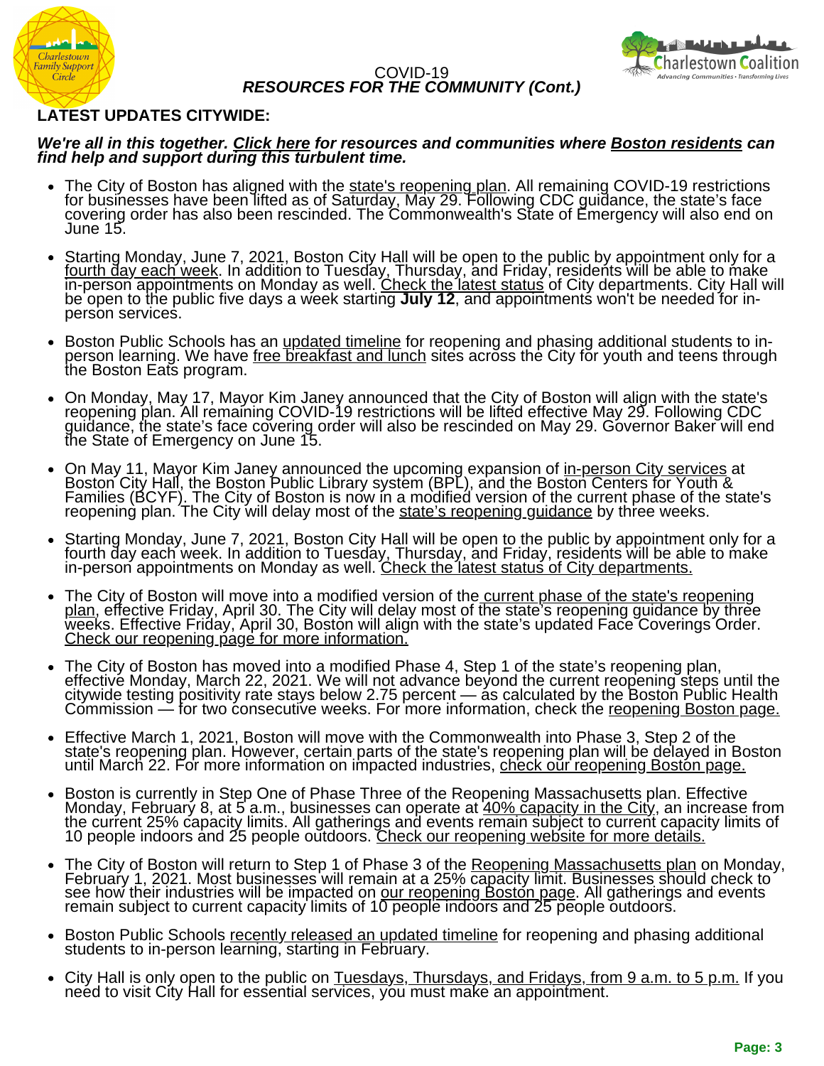COVID-19
***RESOURCES FOR THE COMMUNITY (Cont.)***

## LATEST UPDATES CITYWIDE:

***We're all in this together. Click here for resources and communities where Boston residents can find help and support during this turbulent time.***

- The City of Boston has aligned with the state's reopening plan. All remaining COVID-19 restrictions for businesses have been lifted as of Saturday, May 29. Following CDC guidance, the state's face covering order has also been rescinded. The Commonwealth's State of Emergency will also end on June 15.
- Starting Monday, June 7, 2021, Boston City Hall will be open to the public by appointment only for a fourth day each week. In addition to Tuesday, Thursday, and Friday, residents will be able to make in-person appointments on Monday as well. Check the latest status of City departments. City Hall will be open to the public five days a week starting **July 12**, and appointments won't be needed for in-person services.
- Boston Public Schools has an updated timeline for reopening and phasing additional students to in-person learning. We have free breakfast and lunch sites across the City for youth and teens through the Boston Eats program.
- On Monday, May 17, Mayor Kim Janey announced that the City of Boston will align with the state's reopening plan. All remaining COVID-19 restrictions will be lifted effective May 29. Following CDC guidance, the state's face covering order will also be rescinded on May 29. Governor Baker will end the State of Emergency on June 15.
- On May 11, Mayor Kim Janey announced the upcoming expansion of in-person City services at Boston City Hall, the Boston Public Library system (BPL), and the Boston Centers for Youth & Families (BCYF). The City of Boston is now in a modified version of the current phase of the state's reopening plan. The City will delay most of the state's reopening guidance by three weeks.
- Starting Monday, June 7, 2021, Boston City Hall will be open to the public by appointment only for a fourth day each week. In addition to Tuesday, Thursday, and Friday, residents will be able to make in-person appointments on Monday as well. Check the latest status of City departments.
- The City of Boston will move into a modified version of the current phase of the state's reopening plan, effective Friday, April 30. The City will delay most of the state's reopening guidance by three weeks. Effective Friday, April 30, Boston will align with the state's updated Face Coverings Order. Check our reopening page for more information.
- The City of Boston has moved into a modified Phase 4, Step 1 of the state's reopening plan, effective Monday, March 22, 2021. We will not advance beyond the current reopening steps until the citywide testing positivity rate stays below 2.75 percent — as calculated by the Boston Public Health Commission — for two consecutive weeks. For more information, check the reopening Boston page.
- Effective March 1, 2021, Boston will move with the Commonwealth into Phase 3, Step 2 of the state's reopening plan. However, certain parts of the state's reopening plan will be delayed in Boston until March 22. For more information on impacted industries, check our reopening Boston page.
- Boston is currently in Step One of Phase Three of the Reopening Massachusetts plan. Effective Monday, February 8, at 5 a.m., businesses can operate at 40% capacity in the City, an increase from the current 25% capacity limits. All gatherings and events remain subject to current capacity limits of 10 people indoors and 25 people outdoors. Check our reopening website for more details.
- The City of Boston will return to Step 1 of Phase 3 of the Reopening Massachusetts plan on Monday, February 1, 2021. Most businesses will remain at a 25% capacity limit. Businesses should check to see how their industries will be impacted on our reopening Boston page. All gatherings and events remain subject to current capacity limits of 10 people indoors and 25 people outdoors.
- Boston Public Schools recently released an updated timeline for reopening and phasing additional students to in-person learning, starting in February.
- City Hall is only open to the public on Tuesdays, Thursdays, and Fridays, from 9 a.m. to 5 p.m. If you need to visit City Hall for essential services, you must make an appointment.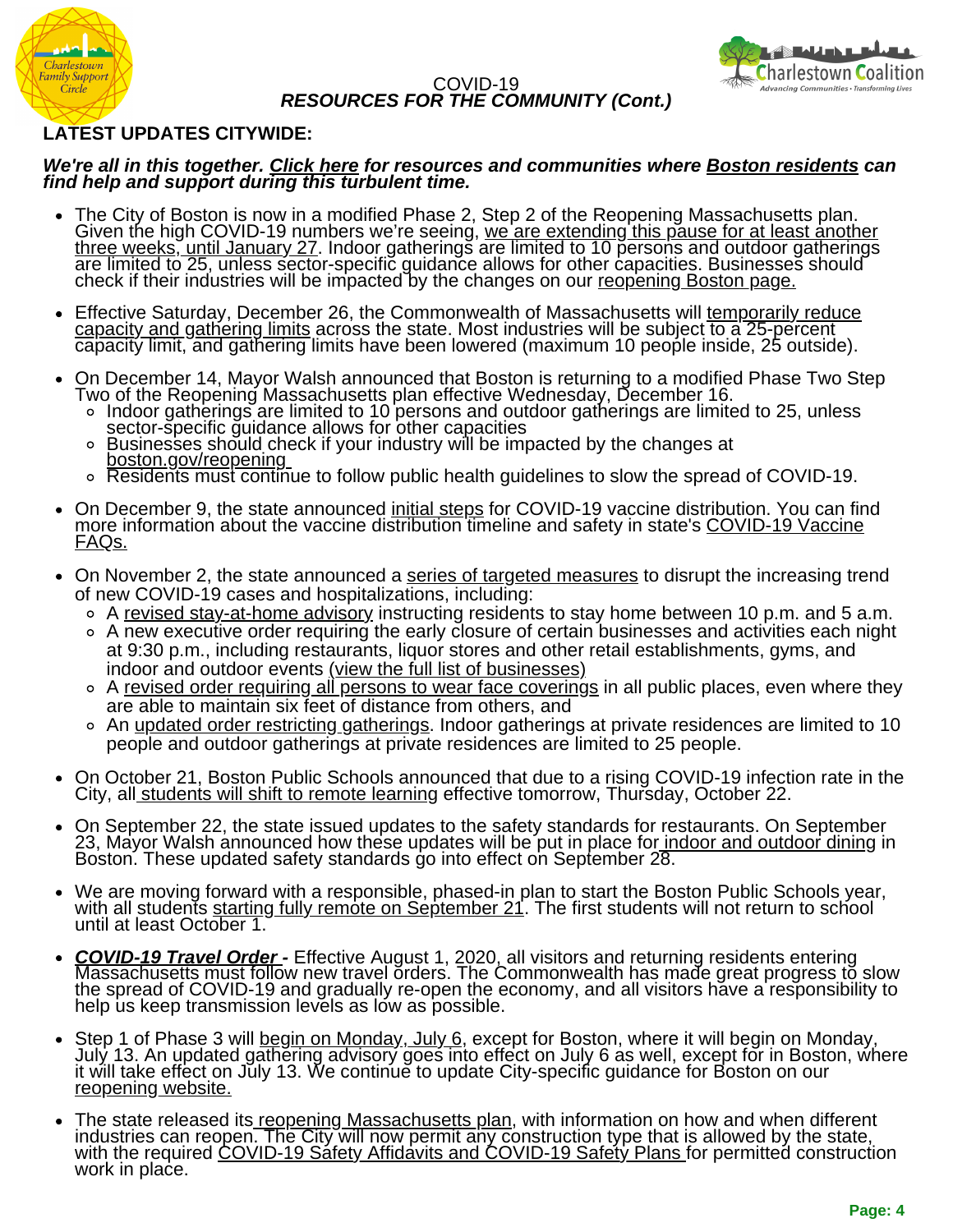COVID-19
***RESOURCES FOR THE COMMUNITY (Cont.)***

## LATEST UPDATES CITYWIDE:

***We're all in this together. Click here for resources and communities where Boston residents can find help and support during this turbulent time.***

- The City of Boston is now in a modified Phase 2, Step 2 of the Reopening Massachusetts plan. Given the high COVID-19 numbers we're seeing, we are extending this pause for at least another three weeks, until January 27. Indoor gatherings are limited to 10 persons and outdoor gatherings are limited to 25, unless sector-specific guidance allows for other capacities. Businesses should check if their industries will be impacted by the changes on our reopening Boston page.

- Effective Saturday, December 26, the Commonwealth of Massachusetts will temporarily reduce capacity and gathering limits across the state. Most industries will be subject to a 25-percent capacity limit, and gathering limits have been lowered (maximum 10 people inside, 25 outside).

- On December 14, Mayor Walsh announced that Boston is returning to a modified Phase Two Step Two of the Reopening Massachusetts plan effective Wednesday, December 16.
  - Indoor gatherings are limited to 10 persons and outdoor gatherings are limited to 25, unless sector-specific guidance allows for other capacities
  - Businesses should check if your industry will be impacted by the changes at boston.gov/reopening
  - Residents must continue to follow public health guidelines to slow the spread of COVID-19.

- On December 9, the state announced initial steps for COVID-19 vaccine distribution. You can find more information about the vaccine distribution timeline and safety in state's COVID-19 Vaccine FAQs.

- On November 2, the state announced a series of targeted measures to disrupt the increasing trend of new COVID-19 cases and hospitalizations, including:
  - A revised stay-at-home advisory instructing residents to stay home between 10 p.m. and 5 a.m.
  - A new executive order requiring the early closure of certain businesses and activities each night at 9:30 p.m., including restaurants, liquor stores and other retail establishments, gyms, and indoor and outdoor events (view the full list of businesses)
  - A revised order requiring all persons to wear face coverings in all public places, even where they are able to maintain six feet of distance from others, and
  - An updated order restricting gatherings. Indoor gatherings at private residences are limited to 10 people and outdoor gatherings at private residences are limited to 25 people.

- On October 21, Boston Public Schools announced that due to a rising COVID-19 infection rate in the City, all students will shift to remote learning effective tomorrow, Thursday, October 22.

- On September 22, the state issued updates to the safety standards for restaurants. On September 23, Mayor Walsh announced how these updates will be put in place for indoor and outdoor dining in Boston. These updated safety standards go into effect on September 28.

- We are moving forward with a responsible, phased-in plan to start the Boston Public Schools year, with all students starting fully remote on September 21. The first students will not return to school until at least October 1.

- ***COVID-19 Travel Order -*** Effective August 1, 2020, all visitors and returning residents entering Massachusetts must follow new travel orders. The Commonwealth has made great progress to slow the spread of COVID-19 and gradually re-open the economy, and all visitors have a responsibility to help us keep transmission levels as low as possible.

- Step 1 of Phase 3 will begin on Monday, July 6, except for Boston, where it will begin on Monday, July 13. An updated gathering advisory goes into effect on July 6 as well, except for in Boston, where it will take effect on July 13. We continue to update City-specific guidance for Boston on our reopening website.

- The state released its reopening Massachusetts plan, with information on how and when different industries can reopen. The City will now permit any construction type that is allowed by the state, with the required COVID-19 Safety Affidavits and COVID-19 Safety Plans for permitted construction work in place.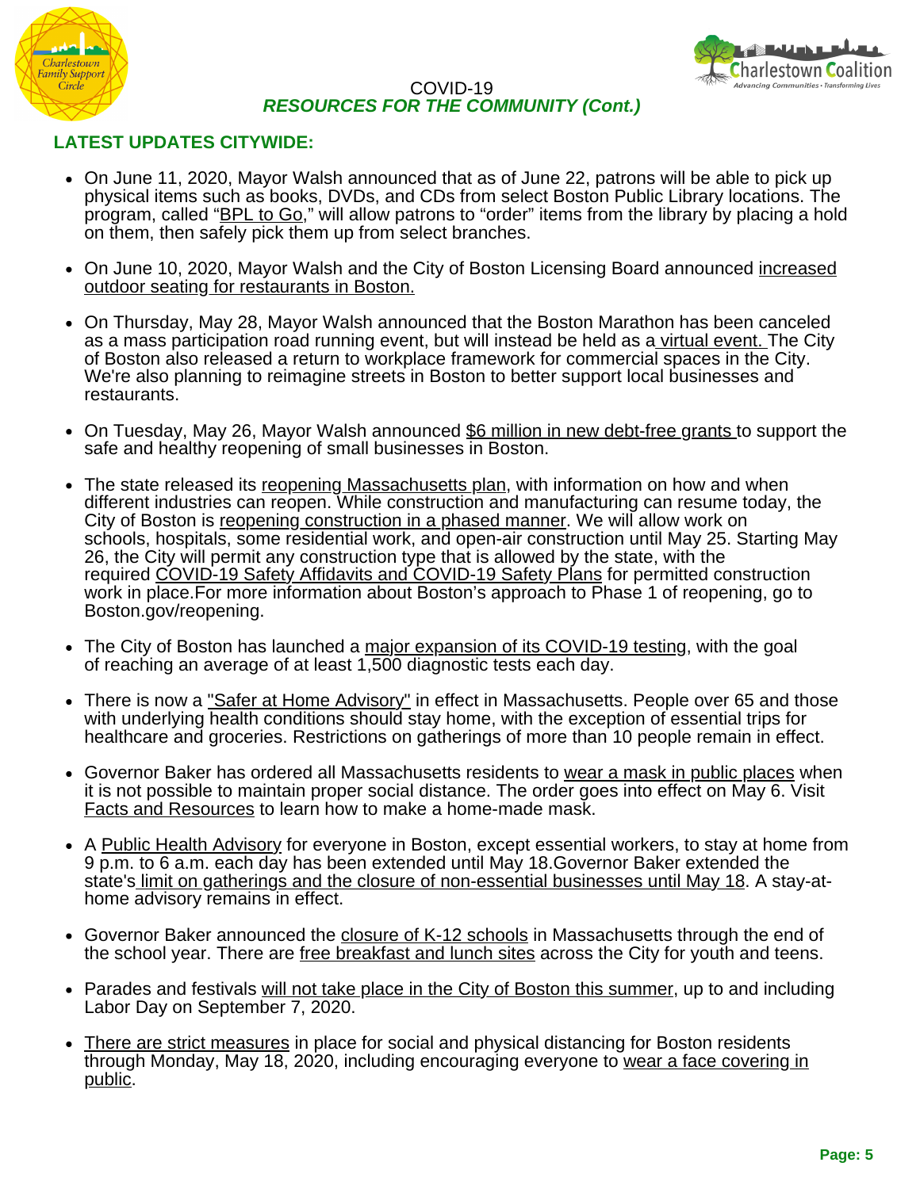COVID-19

***RESOURCES FOR THE COMMUNITY (Cont.)***

## LATEST UPDATES CITYWIDE:

- On June 11, 2020, Mayor Walsh announced that as of June 22, patrons will be able to pick up physical items such as books, DVDs, and CDs from select Boston Public Library locations. The program, called "BPL to Go," will allow patrons to "order" items from the library by placing a hold on them, then safely pick them up from select branches.

- On June 10, 2020, Mayor Walsh and the City of Boston Licensing Board announced increased outdoor seating for restaurants in Boston.

- On Thursday, May 28, Mayor Walsh announced that the Boston Marathon has been canceled as a mass participation road running event, but will instead be held as a virtual event. The City of Boston also released a return to workplace framework for commercial spaces in the City. We're also planning to reimagine streets in Boston to better support local businesses and restaurants.

- On Tuesday, May 26, Mayor Walsh announced $6 million in new debt-free grants to support the safe and healthy reopening of small businesses in Boston.

- The state released its reopening Massachusetts plan, with information on how and when different industries can reopen. While construction and manufacturing can resume today, the City of Boston is reopening construction in a phased manner. We will allow work on schools, hospitals, some residential work, and open-air construction until May 25. Starting May 26, the City will permit any construction type that is allowed by the state, with the required COVID-19 Safety Affidavits and COVID-19 Safety Plans for permitted construction work in place.For more information about Boston's approach to Phase 1 of reopening, go to Boston.gov/reopening.

- The City of Boston has launched a major expansion of its COVID-19 testing, with the goal of reaching an average of at least 1,500 diagnostic tests each day.

- There is now a "Safer at Home Advisory" in effect in Massachusetts. People over 65 and those with underlying health conditions should stay home, with the exception of essential trips for healthcare and groceries. Restrictions on gatherings of more than 10 people remain in effect.

- Governor Baker has ordered all Massachusetts residents to wear a mask in public places when it is not possible to maintain proper social distance. The order goes into effect on May 6. Visit Facts and Resources to learn how to make a home-made mask.

- A Public Health Advisory for everyone in Boston, except essential workers, to stay at home from 9 p.m. to 6 a.m. each day has been extended until May 18.Governor Baker extended the state's limit on gatherings and the closure of non-essential businesses until May 18. A stay-at-home advisory remains in effect.

- Governor Baker announced the closure of K-12 schools in Massachusetts through the end of the school year. There are free breakfast and lunch sites across the City for youth and teens.

- Parades and festivals will not take place in the City of Boston this summer, up to and including Labor Day on September 7, 2020.

- There are strict measures in place for social and physical distancing for Boston residents through Monday, May 18, 2020, including encouraging everyone to wear a face covering in public.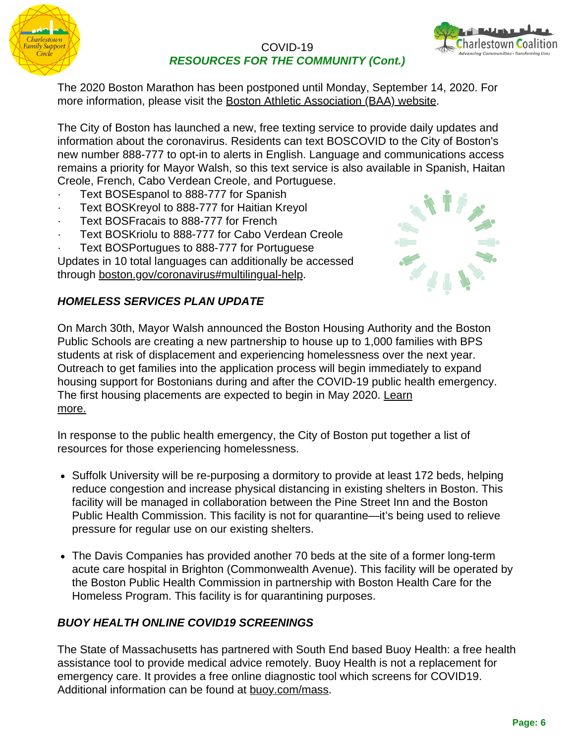COVID-19
***RESOURCES FOR THE COMMUNITY (Cont.)***

The 2020 Boston Marathon has been postponed until Monday, September 14, 2020. For more information, please visit the Boston Athletic Association (BAA) website.

The City of Boston has launched a new, free texting service to provide daily updates and information about the coronavirus. Residents can text BOSCOVID to the City of Boston's new number 888-777 to opt-in to alerts in English. Language and communications access remains a priority for Mayor Walsh, so this text service is also available in Spanish, Haitan Creole, French, Cabo Verdean Creole, and Portuguese.

- Text BOSEspanol to 888-777 for Spanish
- Text BOSKreyol to 888-777 for Haitian Kreyol
- Text BOSFracais to 888-777 for French
- Text BOSKriolu to 888-777 for Cabo Verdean Creole
- Text BOSPortugues to 888-777 for Portuguese

Updates in 10 total languages can additionally be accessed through boston.gov/coronavirus#multilingual-help.

### ***HOMELESS SERVICES PLAN UPDATE***

On March 30th, Mayor Walsh announced the Boston Housing Authority and the Boston Public Schools are creating a new partnership to house up to 1,000 families with BPS students at risk of displacement and experiencing homelessness over the next year. Outreach to get families into the application process will begin immediately to expand housing support for Bostonians during and after the COVID-19 public health emergency. The first housing placements are expected to begin in May 2020. Learn more.

In response to the public health emergency, the City of Boston put together a list of resources for those experiencing homelessness.

- Suffolk University will be re-purposing a dormitory to provide at least 172 beds, helping reduce congestion and increase physical distancing in existing shelters in Boston. This facility will be managed in collaboration between the Pine Street Inn and the Boston Public Health Commission. This facility is not for quarantine—it's being used to relieve pressure for regular use on our existing shelters.

- The Davis Companies has provided another 70 beds at the site of a former long-term acute care hospital in Brighton (Commonwealth Avenue). This facility will be operated by the Boston Public Health Commission in partnership with Boston Health Care for the Homeless Program. This facility is for quarantining purposes.

### ***BUOY HEALTH ONLINE COVID19 SCREENINGS***

The State of Massachusetts has partnered with South End based Buoy Health: a free health assistance tool to provide medical advice remotely. Buoy Health is not a replacement for emergency care. It provides a free online diagnostic tool which screens for COVID19. Additional information can be found at buoy.com/mass.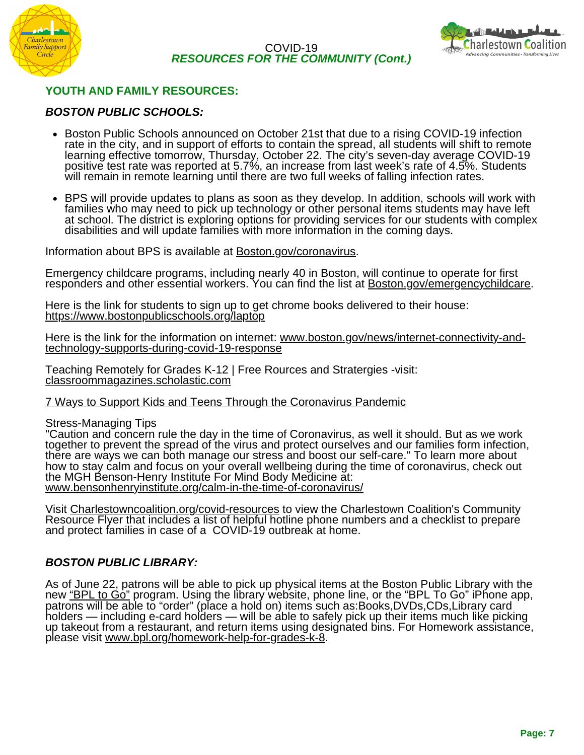COVID-19

***RESOURCES FOR THE COMMUNITY (Cont.)***

## YOUTH AND FAMILY RESOURCES:

### *BOSTON PUBLIC SCHOOLS:*

- Boston Public Schools announced on October 21st that due to a rising COVID-19 infection rate in the city, and in support of efforts to contain the spread, all students will shift to remote learning effective tomorrow, Thursday, October 22. The city's seven-day average COVID-19 positive test rate was reported at 5.7%, an increase from last week's rate of 4.5%. Students will remain in remote learning until there are two full weeks of falling infection rates.

- BPS will provide updates to plans as soon as they develop. In addition, schools will work with families who may need to pick up technology or other personal items students may have left at school. The district is exploring options for providing services for our students with complex disabilities and will update families with more information in the coming days.

Information about BPS is available at Boston.gov/coronavirus.

Emergency childcare programs, including nearly 40 in Boston, will continue to operate for first responders and other essential workers. You can find the list at Boston.gov/emergencychildcare.

Here is the link for students to sign up to get chrome books delivered to their house: https://www.bostonpublicschools.org/laptop

Here is the link for the information on internet: www.boston.gov/news/internet-connectivity-and-technology-supports-during-covid-19-response

Teaching Remotely for Grades K-12 | Free Rources and Stratergies -visit: classroommagazines.scholastic.com

7 Ways to Support Kids and Teens Through the Coronavirus Pandemic

Stress-Managing Tips
"Caution and concern rule the day in the time of Coronavirus, as well it should. But as we work together to prevent the spread of the virus and protect ourselves and our families form infection, there are ways we can both manage our stress and boost our self-care." To learn more about how to stay calm and focus on your overall wellbeing during the time of coronavirus, check out the MGH Benson-Henry Institute For Mind Body Medicine at: www.bensonhenryinstitute.org/calm-in-the-time-of-coronavirus/

Visit Charlestowncoalition.org/covid-resources to view the Charlestown Coalition's Community Resource Flyer that includes a list of helpful hotline phone numbers and a checklist to prepare and protect families in case of a COVID-19 outbreak at home.

### *BOSTON PUBLIC LIBRARY:*

As of June 22, patrons will be able to pick up physical items at the Boston Public Library with the new "BPL to Go" program. Using the library website, phone line, or the "BPL To Go" iPhone app, patrons will be able to "order" (place a hold on) items such as:Books,DVDs,CDs,Library card holders — including e-card holders — will be able to safely pick up their items much like picking up takeout from a restaurant, and return items using designated bins. For Homework assistance, please visit www.bpl.org/homework-help-for-grades-k-8.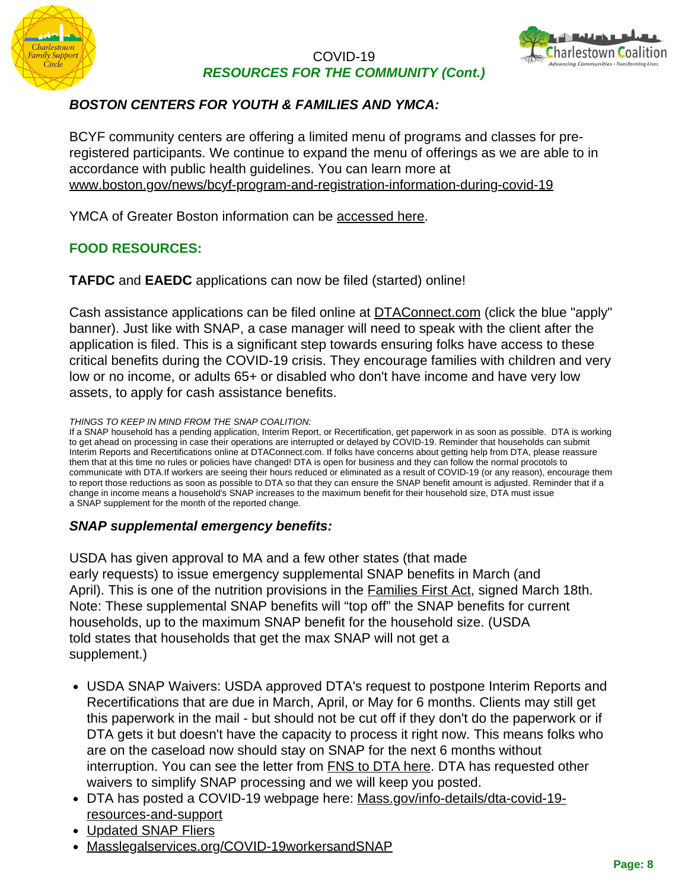## BOSTON CENTERS FOR YOUTH & FAMILIES AND YMCA:

BCYF community centers are offering a limited menu of programs and classes for pre-registered participants. We continue to expand the menu of offerings as we are able to in accordance with public health guidelines. You can learn more at www.boston.gov/news/bcyf-program-and-registration-information-during-covid-19

YMCA of Greater Boston information can be accessed here.

## FOOD RESOURCES:

**TAFDC** and **EAEDC** applications can now be filed (started) online!

Cash assistance applications can be filed online at DTAConnect.com (click the blue "apply" banner). Just like with SNAP, a case manager will need to speak with the client after the application is filed. This is a significant step towards ensuring folks have access to these critical benefits during the COVID-19 crisis. They encourage families with children and very low or no income, or adults 65+ or disabled who don't have income and have very low assets, to apply for cash assistance benefits.

*THINGS TO KEEP IN MIND FROM THE SNAP COALITION:*
If a SNAP household has a pending application, Interim Report, or Recertification, get paperwork in as soon as possible. DTA is working to get ahead on processing in case their operations are interrupted or delayed by COVID-19. Reminder that households can submit Interim Reports and Recertifications online at DTAConnect.com. If folks have concerns about getting help from DTA, please reassure them that at this time no rules or policies have changed! DTA is open for business and they can follow the normal procotols to communicate with DTA.If workers are seeing their hours reduced or eliminated as a result of COVID-19 (or any reason), encourage them to report those reductions as soon as possible to DTA so that they can ensure the SNAP benefit amount is adjusted. Reminder that if a change in income means a household's SNAP increases to the maximum benefit for their household size, DTA must issue a SNAP supplement for the month of the reported change.

### *SNAP supplemental emergency benefits:*

USDA has given approval to MA and a few other states (that made early requests) to issue emergency supplemental SNAP benefits in March (and April). This is one of the nutrition provisions in the Families First Act, signed March 18th. Note: These supplemental SNAP benefits will "top off" the SNAP benefits for current households, up to the maximum SNAP benefit for the household size. (USDA told states that households that get the max SNAP will not get a supplement.)

- USDA SNAP Waivers: USDA approved DTA's request to postpone Interim Reports and Recertifications that are due in March, April, or May for 6 months. Clients may still get this paperwork in the mail - but should not be cut off if they don't do the paperwork or if DTA gets it but doesn't have the capacity to process it right now. This means folks who are on the caseload now should stay on SNAP for the next 6 months without interruption. You can see the letter from FNS to DTA here. DTA has requested other waivers to simplify SNAP processing and we will keep you posted.
- DTA has posted a COVID-19 webpage here: Mass.gov/info-details/dta-covid-19-resources-and-support
- Updated SNAP Fliers
- Masslegalservices.org/COVID-19workersandSNAP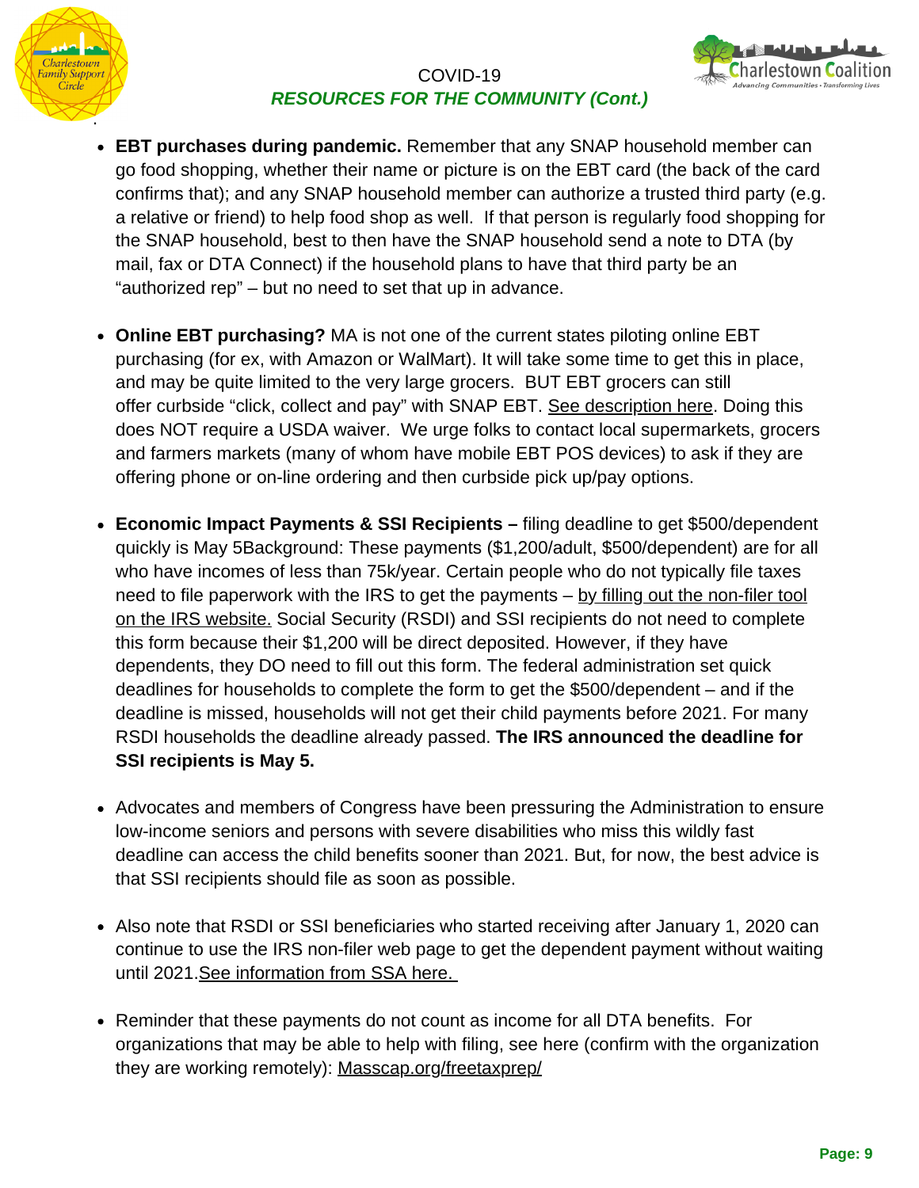COVID-19

***RESOURCES FOR THE COMMUNITY (Cont.)***

- **EBT purchases during pandemic.** Remember that any SNAP household member can go food shopping, whether their name or picture is on the EBT card (the back of the card confirms that); and any SNAP household member can authorize a trusted third party (e.g. a relative or friend) to help food shop as well. If that person is regularly food shopping for the SNAP household, best to then have the SNAP household send a note to DTA (by mail, fax or DTA Connect) if the household plans to have that third party be an "authorized rep" – but no need to set that up in advance.

- **Online EBT purchasing?** MA is not one of the current states piloting online EBT purchasing (for ex, with Amazon or WalMart). It will take some time to get this in place, and may be quite limited to the very large grocers. BUT EBT grocers can still offer curbside "click, collect and pay" with SNAP EBT. See description here. Doing this does NOT require a USDA waiver. We urge folks to contact local supermarkets, grocers and farmers markets (many of whom have mobile EBT POS devices) to ask if they are offering phone or on-line ordering and then curbside pick up/pay options.

- **Economic Impact Payments & SSI Recipients –** filing deadline to get $500/dependent quickly is May 5Background: These payments ($1,200/adult, $500/dependent) are for all who have incomes of less than 75k/year. Certain people who do not typically file taxes need to file paperwork with the IRS to get the payments – by filling out the non-filer tool on the IRS website. Social Security (RSDI) and SSI recipients do not need to complete this form because their $1,200 will be direct deposited. However, if they have dependents, they DO need to fill out this form. The federal administration set quick deadlines for households to complete the form to get the $500/dependent – and if the deadline is missed, households will not get their child payments before 2021. For many RSDI households the deadline already passed. **The IRS announced the deadline for SSI recipients is May 5.**

- Advocates and members of Congress have been pressuring the Administration to ensure low-income seniors and persons with severe disabilities who miss this wildly fast deadline can access the child benefits sooner than 2021. But, for now, the best advice is that SSI recipients should file as soon as possible.

- Also note that RSDI or SSI beneficiaries who started receiving after January 1, 2020 can continue to use the IRS non-filer web page to get the dependent payment without waiting until 2021.See information from SSA here.

- Reminder that these payments do not count as income for all DTA benefits. For organizations that may be able to help with filing, see here (confirm with the organization they are working remotely): Masscap.org/freetaxprep/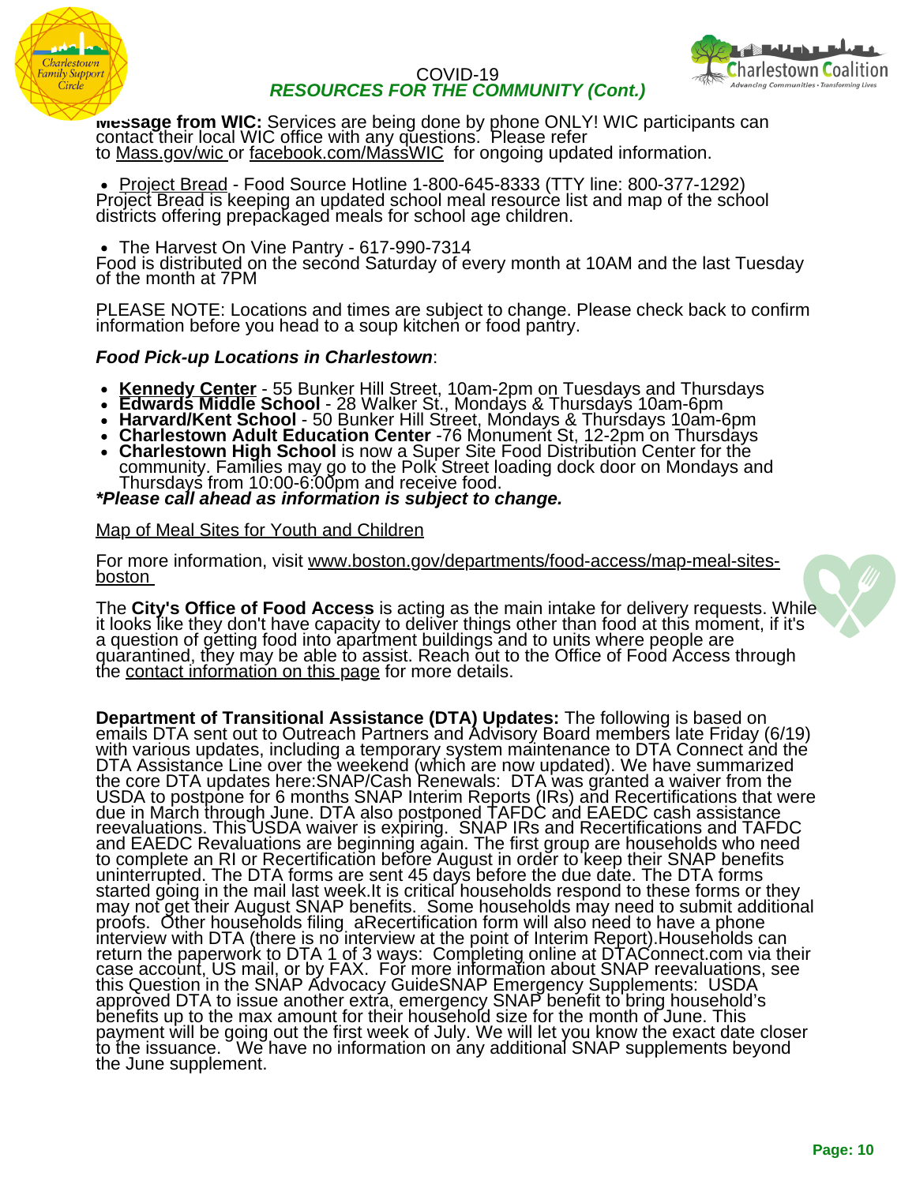COVID-19
***RESOURCES FOR THE COMMUNITY (Cont.)***

**Message from WIC:** Services are being done by phone ONLY! WIC participants can contact their local WIC office with any questions. Please refer to Mass.gov/wic or facebook.com/MassWIC for ongoing updated information.

- Project Bread - Food Source Hotline 1-800-645-8333 (TTY line: 800-377-1292)

Project Bread is keeping an updated school meal resource list and map of the school districts offering prepackaged meals for school age children.

- The Harvest On Vine Pantry - 617-990-7314

Food is distributed on the second Saturday of every month at 10AM and the last Tuesday of the month at 7PM

PLEASE NOTE: Locations and times are subject to change. Please check back to confirm information before you head to a soup kitchen or food pantry.

***Food Pick-up Locations in Charlestown***:

- **Kennedy Center** - 55 Bunker Hill Street, 10am-2pm on Tuesdays and Thursdays
- **Edwards Middle School** - 28 Walker St., Mondays & Thursdays 10am-6pm
- **Harvard/Kent School** - 50 Bunker Hill Street, Mondays & Thursdays 10am-6pm
- **Charlestown Adult Education Center** -76 Monument St, 12-2pm on Thursdays
- **Charlestown High School** is now a Super Site Food Distribution Center for the community. Families may go to the Polk Street loading dock door on Mondays and Thursdays from 10:00-6:00pm and receive food.

***\*Please call ahead as information is subject to change.***

Map of Meal Sites for Youth and Children

For more information, visit www.boston.gov/departments/food-access/map-meal-sites-boston

The **City's Office of Food Access** is acting as the main intake for delivery requests. While it looks like they don't have capacity to deliver things other than food at this moment, if it's a question of getting food into apartment buildings and to units where people are quarantined, they may be able to assist. Reach out to the Office of Food Access through the contact information on this page for more details.

**Department of Transitional Assistance (DTA) Updates:** The following is based on emails DTA sent out to Outreach Partners and Advisory Board members late Friday (6/19) with various updates, including a temporary system maintenance to DTA Connect and the DTA Assistance Line over the weekend (which are now updated). We have summarized the core DTA updates here:SNAP/Cash Renewals: DTA was granted a waiver from the USDA to postpone for 6 months SNAP Interim Reports (IRs) and Recertifications that were due in March through June. DTA also postponed TAFDC and EAEDC cash assistance reevaluations. This USDA waiver is expiring. SNAP IRs and Recertifications and TAFDC and EAEDC Revaluations are beginning again. The first group are households who need to complete an RI or Recertification before August in order to keep their SNAP benefits uninterrupted. The DTA forms are sent 45 days before the due date. The DTA forms started going in the mail last week.It is critical households respond to these forms or they may not get their August SNAP benefits. Some households may need to submit additional proofs. Other households filing aRecertification form will also need to have a phone interview with DTA (there is no interview at the point of Interim Report).Households can return the paperwork to DTA 1 of 3 ways: Completing online at DTAConnect.com via their case account, US mail, or by FAX. For more information about SNAP reevaluations, see this Question in the SNAP Advocacy GuideSNAP Emergency Supplements: USDA approved DTA to issue another extra, emergency SNAP benefit to bring household's benefits up to the max amount for their household size for the month of June. This payment will be going out the first week of July. We will let you know the exact date closer to the issuance. We have no information on any additional SNAP supplements beyond the June supplement.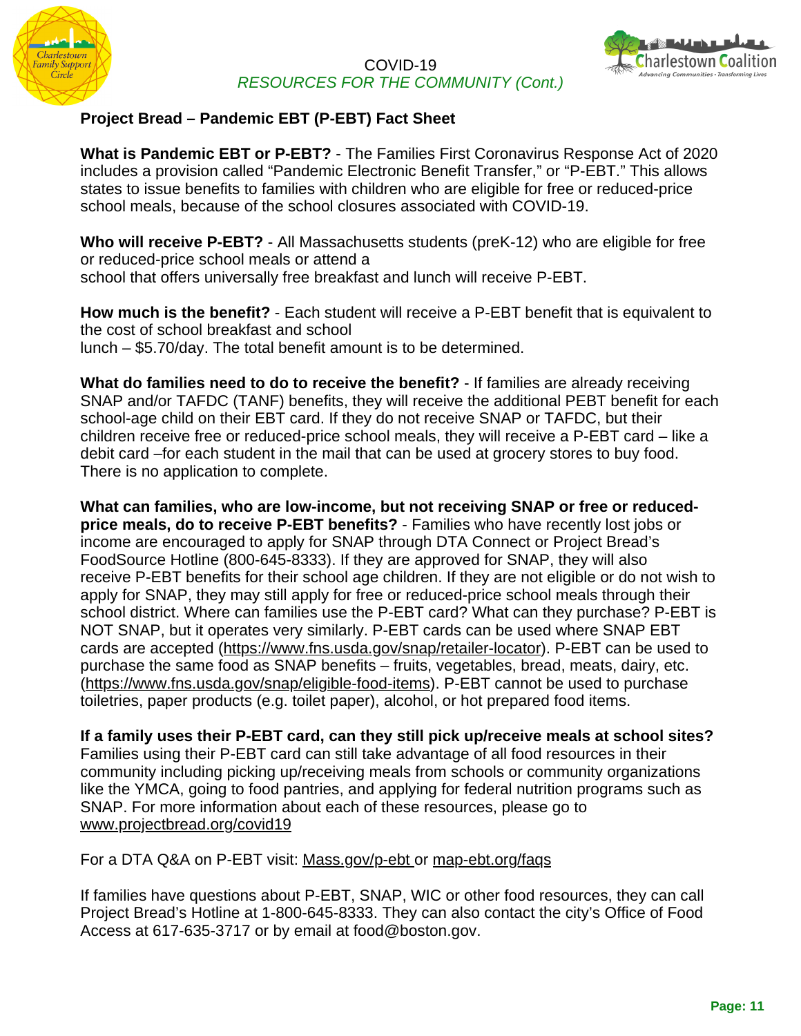COVID-19

*RESOURCES FOR THE COMMUNITY (Cont.)*

## Project Bread – Pandemic EBT (P-EBT) Fact Sheet

**What is Pandemic EBT or P-EBT?** - The Families First Coronavirus Response Act of 2020 includes a provision called "Pandemic Electronic Benefit Transfer," or "P-EBT." This allows states to issue benefits to families with children who are eligible for free or reduced-price school meals, because of the school closures associated with COVID-19.

**Who will receive P-EBT?** - All Massachusetts students (preK-12) who are eligible for free or reduced-price school meals or attend a school that offers universally free breakfast and lunch will receive P-EBT.

**How much is the benefit?** - Each student will receive a P-EBT benefit that is equivalent to the cost of school breakfast and school lunch – $5.70/day. The total benefit amount is to be determined.

**What do families need to do to receive the benefit?** - If families are already receiving SNAP and/or TAFDC (TANF) benefits, they will receive the additional PEBT benefit for each school-age child on their EBT card. If they do not receive SNAP or TAFDC, but their children receive free or reduced-price school meals, they will receive a P-EBT card – like a debit card –for each student in the mail that can be used at grocery stores to buy food. There is no application to complete.

**What can families, who are low-income, but not receiving SNAP or free or reduced-price meals, do to receive P-EBT benefits?** - Families who have recently lost jobs or income are encouraged to apply for SNAP through DTA Connect or Project Bread's FoodSource Hotline (800-645-8333). If they are approved for SNAP, they will also receive P-EBT benefits for their school age children. If they are not eligible or do not wish to apply for SNAP, they may still apply for free or reduced-price school meals through their school district. Where can families use the P-EBT card? What can they purchase? P-EBT is NOT SNAP, but it operates very similarly. P-EBT cards can be used where SNAP EBT cards are accepted (https://www.fns.usda.gov/snap/retailer-locator). P-EBT can be used to purchase the same food as SNAP benefits – fruits, vegetables, bread, meats, dairy, etc. (https://www.fns.usda.gov/snap/eligible-food-items). P-EBT cannot be used to purchase toiletries, paper products (e.g. toilet paper), alcohol, or hot prepared food items.

**If a family uses their P-EBT card, can they still pick up/receive meals at school sites?** Families using their P-EBT card can still take advantage of all food resources in their community including picking up/receiving meals from schools or community organizations like the YMCA, going to food pantries, and applying for federal nutrition programs such as SNAP. For more information about each of these resources, please go to www.projectbread.org/covid19

For a DTA Q&A on P-EBT visit: Mass.gov/p-ebt or map-ebt.org/faqs

If families have questions about P-EBT, SNAP, WIC or other food resources, they can call Project Bread's Hotline at 1-800-645-8333. They can also contact the city's Office of Food Access at 617-635-3717 or by email at food@boston.gov.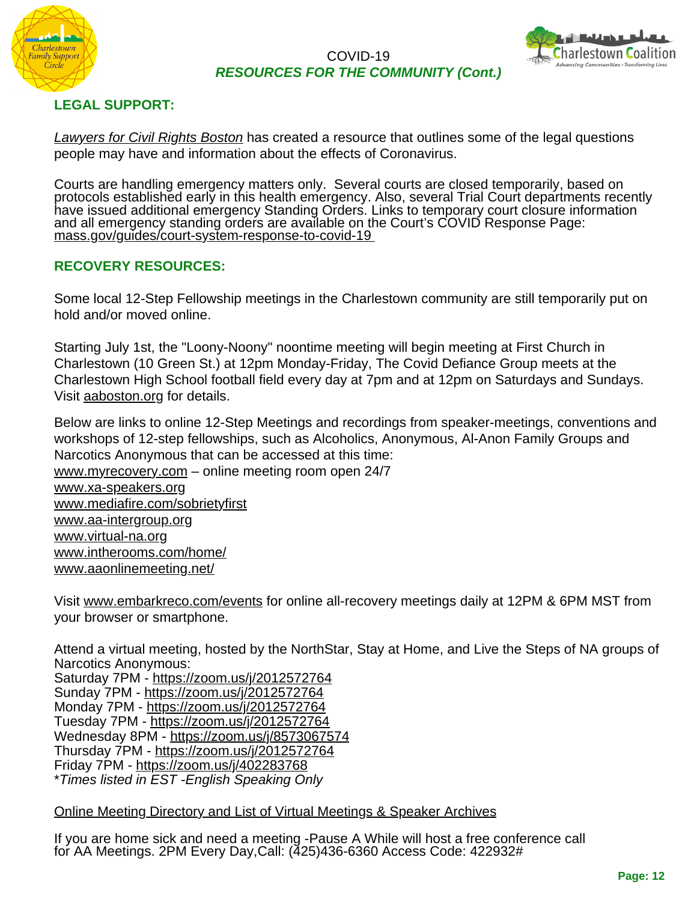COVID-19

***RESOURCES FOR THE COMMUNITY (Cont.)***

## LEGAL SUPPORT:

*Lawyers for Civil Rights Boston* has created a resource that outlines some of the legal questions people may have and information about the effects of Coronavirus.

Courts are handling emergency matters only. Several courts are closed temporarily, based on protocols established early in this health emergency. Also, several Trial Court departments recently have issued additional emergency Standing Orders. Links to temporary court closure information and all emergency standing orders are available on the Court's COVID Response Page: mass.gov/guides/court-system-response-to-covid-19

## RECOVERY RESOURCES:

Some local 12-Step Fellowship meetings in the Charlestown community are still temporarily put on hold and/or moved online.

Starting July 1st, the "Loony-Noony" noontime meeting will begin meeting at First Church in Charlestown (10 Green St.) at 12pm Monday-Friday, The Covid Defiance Group meets at the Charlestown High School football field every day at 7pm and at 12pm on Saturdays and Sundays. Visit aaboston.org for details.

Below are links to online 12-Step Meetings and recordings from speaker-meetings, conventions and workshops of 12-step fellowships, such as Alcoholics, Anonymous, Al-Anon Family Groups and Narcotics Anonymous that can be accessed at this time:
www.myrecovery.com – online meeting room open 24/7
www.xa-speakers.org
www.mediafire.com/sobrietyfirst
www.aa-intergroup.org
www.virtual-na.org
www.intherooms.com/home/
www.aaonlinemeeting.net/

Visit www.embarkreco.com/events for online all-recovery meetings daily at 12PM & 6PM MST from your browser or smartphone.

Attend a virtual meeting, hosted by the NorthStar, Stay at Home, and Live the Steps of NA groups of Narcotics Anonymous:
Saturday 7PM - https://zoom.us/j/2012572764
Sunday 7PM - https://zoom.us/j/2012572764
Monday 7PM - https://zoom.us/j/2012572764
Tuesday 7PM - https://zoom.us/j/2012572764
Wednesday 8PM - https://zoom.us/j/8573067574
Thursday 7PM - https://zoom.us/j/2012572764
Friday 7PM - https://zoom.us/j/402283768
**Times listed in EST -English Speaking Only*

Online Meeting Directory and List of Virtual Meetings & Speaker Archives

If you are home sick and need a meeting -Pause A While will host a free conference call for AA Meetings. 2PM Every Day,Call: (425)436-6360 Access Code: 422932#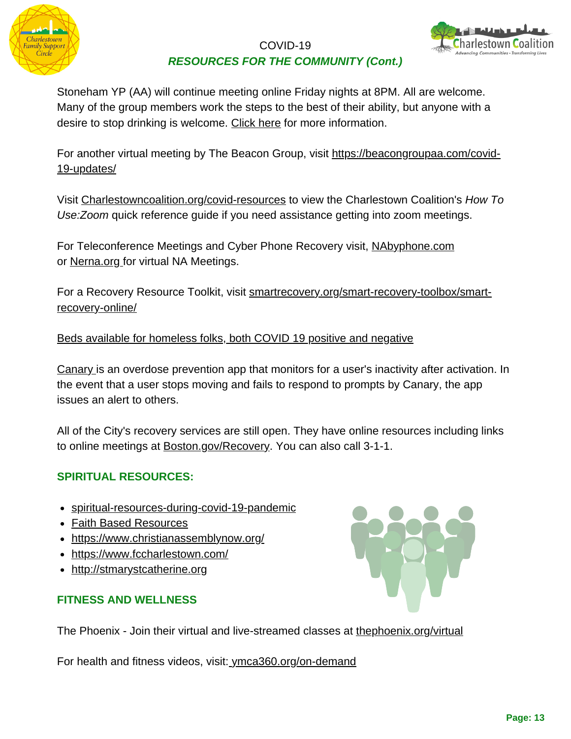COVID-19

***RESOURCES FOR THE COMMUNITY (Cont.)***

Stoneham YP (AA) will continue meeting online Friday nights at 8PM. All are welcome. Many of the group members work the steps to the best of their ability, but anyone with a desire to stop drinking is welcome. Click here for more information.

For another virtual meeting by The Beacon Group, visit https://beacongroupaa.com/covid-19-updates/

Visit Charlestowncoalition.org/covid-resources to view the Charlestown Coalition's *How To Use:Zoom* quick reference guide if you need assistance getting into zoom meetings.

For Teleconference Meetings and Cyber Phone Recovery visit, NAbyphone.com or Nerna.org for virtual NA Meetings.

For a Recovery Resource Toolkit, visit smartrecovery.org/smart-recovery-toolbox/smart-recovery-online/

Beds available for homeless folks, both COVID 19 positive and negative

Canary is an overdose prevention app that monitors for a user's inactivity after activation. In the event that a user stops moving and fails to respond to prompts by Canary, the app issues an alert to others.

All of the City's recovery services are still open. They have online resources including links to online meetings at Boston.gov/Recovery. You can also call 3-1-1.

## SPIRITUAL RESOURCES:

- spiritual-resources-during-covid-19-pandemic
- Faith Based Resources
- https://www.christianassemblynow.org/
- https://www.fccharlestown.com/
- http://stmarystcatherine.org

## FITNESS AND WELLNESS

The Phoenix - Join their virtual and live-streamed classes at thephoenix.org/virtual

For health and fitness videos, visit: ymca360.org/on-demand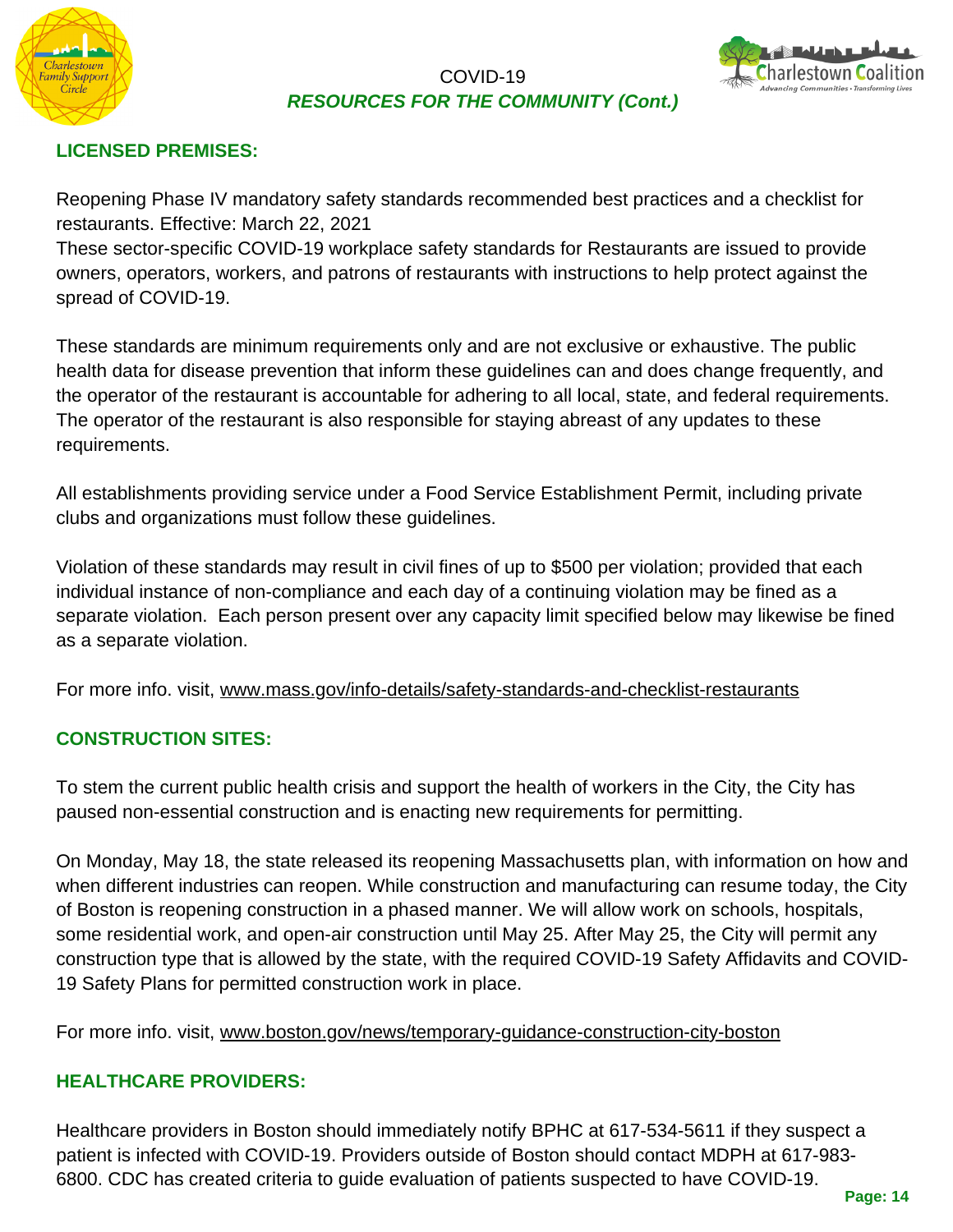## LICENSED PREMISES:

Reopening Phase IV mandatory safety standards recommended best practices and a checklist for restaurants. Effective: March 22, 2021
These sector-specific COVID-19 workplace safety standards for Restaurants are issued to provide owners, operators, workers, and patrons of restaurants with instructions to help protect against the spread of COVID-19.

These standards are minimum requirements only and are not exclusive or exhaustive. The public health data for disease prevention that inform these guidelines can and does change frequently, and the operator of the restaurant is accountable for adhering to all local, state, and federal requirements. The operator of the restaurant is also responsible for staying abreast of any updates to these requirements.

All establishments providing service under a Food Service Establishment Permit, including private clubs and organizations must follow these guidelines.

Violation of these standards may result in civil fines of up to $500 per violation; provided that each individual instance of non-compliance and each day of a continuing violation may be fined as a separate violation. Each person present over any capacity limit specified below may likewise be fined as a separate violation.

For more info. visit, www.mass.gov/info-details/safety-standards-and-checklist-restaurants

## CONSTRUCTION SITES:

To stem the current public health crisis and support the health of workers in the City, the City has paused non-essential construction and is enacting new requirements for permitting.

On Monday, May 18, the state released its reopening Massachusetts plan, with information on how and when different industries can reopen. While construction and manufacturing can resume today, the City of Boston is reopening construction in a phased manner. We will allow work on schools, hospitals, some residential work, and open-air construction until May 25. After May 25, the City will permit any construction type that is allowed by the state, with the required COVID-19 Safety Affidavits and COVID-19 Safety Plans for permitted construction work in place.

For more info. visit, www.boston.gov/news/temporary-guidance-construction-city-boston

## HEALTHCARE PROVIDERS:

Healthcare providers in Boston should immediately notify BPHC at 617-534-5611 if they suspect a patient is infected with COVID-19. Providers outside of Boston should contact MDPH at 617-983-6800. CDC has created criteria to guide evaluation of patients suspected to have COVID-19.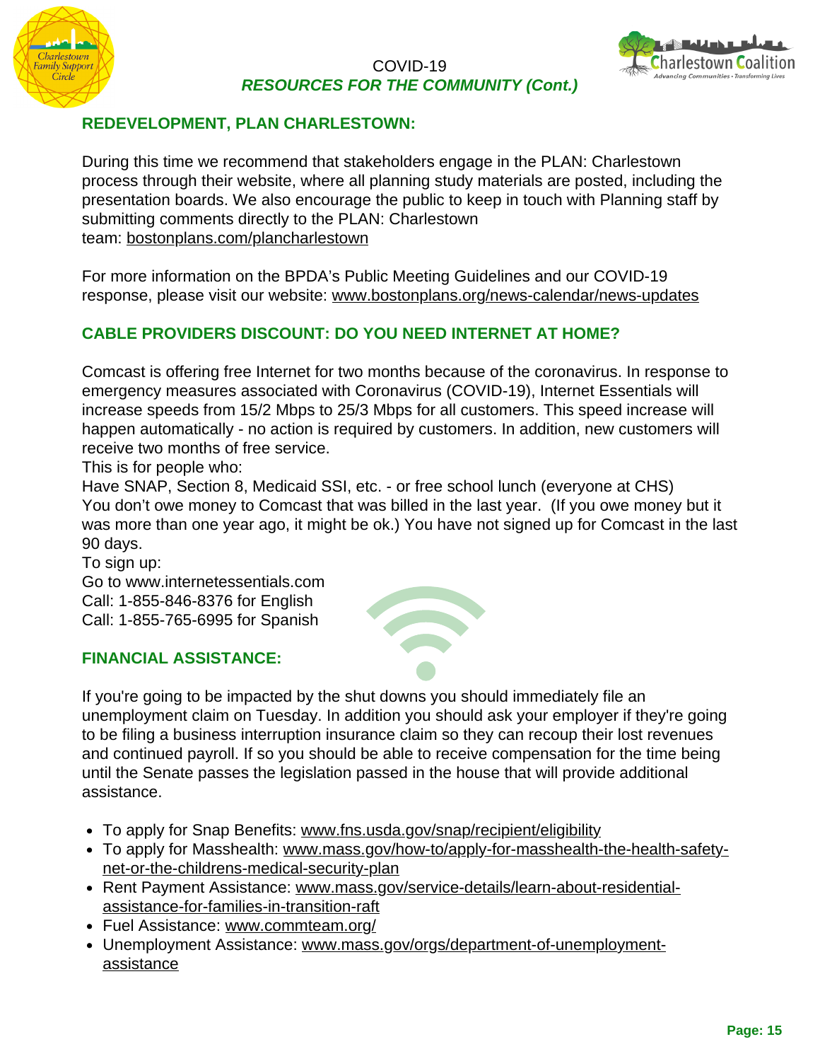COVID-19

***RESOURCES FOR THE COMMUNITY (Cont.)***

## REDEVELOPMENT, PLAN CHARLESTOWN:

During this time we recommend that stakeholders engage in the PLAN: Charlestown process through their website, where all planning study materials are posted, including the presentation boards. We also encourage the public to keep in touch with Planning staff by submitting comments directly to the PLAN: Charlestown team: bostonplans.com/plancharlestown

For more information on the BPDA's Public Meeting Guidelines and our COVID-19 response, please visit our website: www.bostonplans.org/news-calendar/news-updates

## CABLE PROVIDERS DISCOUNT: DO YOU NEED INTERNET AT HOME?

Comcast is offering free Internet for two months because of the coronavirus. In response to emergency measures associated with Coronavirus (COVID-19), Internet Essentials will increase speeds from 15/2 Mbps to 25/3 Mbps for all customers. This speed increase will happen automatically - no action is required by customers. In addition, new customers will receive two months of free service.

This is for people who:

Have SNAP, Section 8, Medicaid SSI, etc. - or free school lunch (everyone at CHS)

You don't owe money to Comcast that was billed in the last year. (If you owe money but it was more than one year ago, it might be ok.) You have not signed up for Comcast in the last 90 days.

To sign up:

Go to www.internetessentials.com

Call: 1-855-846-8376 for English

Call: 1-855-765-6995 for Spanish

## FINANCIAL ASSISTANCE:

If you're going to be impacted by the shut downs you should immediately file an unemployment claim on Tuesday. In addition you should ask your employer if they're going to be filing a business interruption insurance claim so they can recoup their lost revenues and continued payroll. If so you should be able to receive compensation for the time being until the Senate passes the legislation passed in the house that will provide additional assistance.

- To apply for Snap Benefits: www.fns.usda.gov/snap/recipient/eligibility
- To apply for Masshealth: www.mass.gov/how-to/apply-for-masshealth-the-health-safety-net-or-the-childrens-medical-security-plan
- Rent Payment Assistance: www.mass.gov/service-details/learn-about-residential-assistance-for-families-in-transition-raft
- Fuel Assistance: www.commteam.org/
- Unemployment Assistance: www.mass.gov/orgs/department-of-unemployment-assistance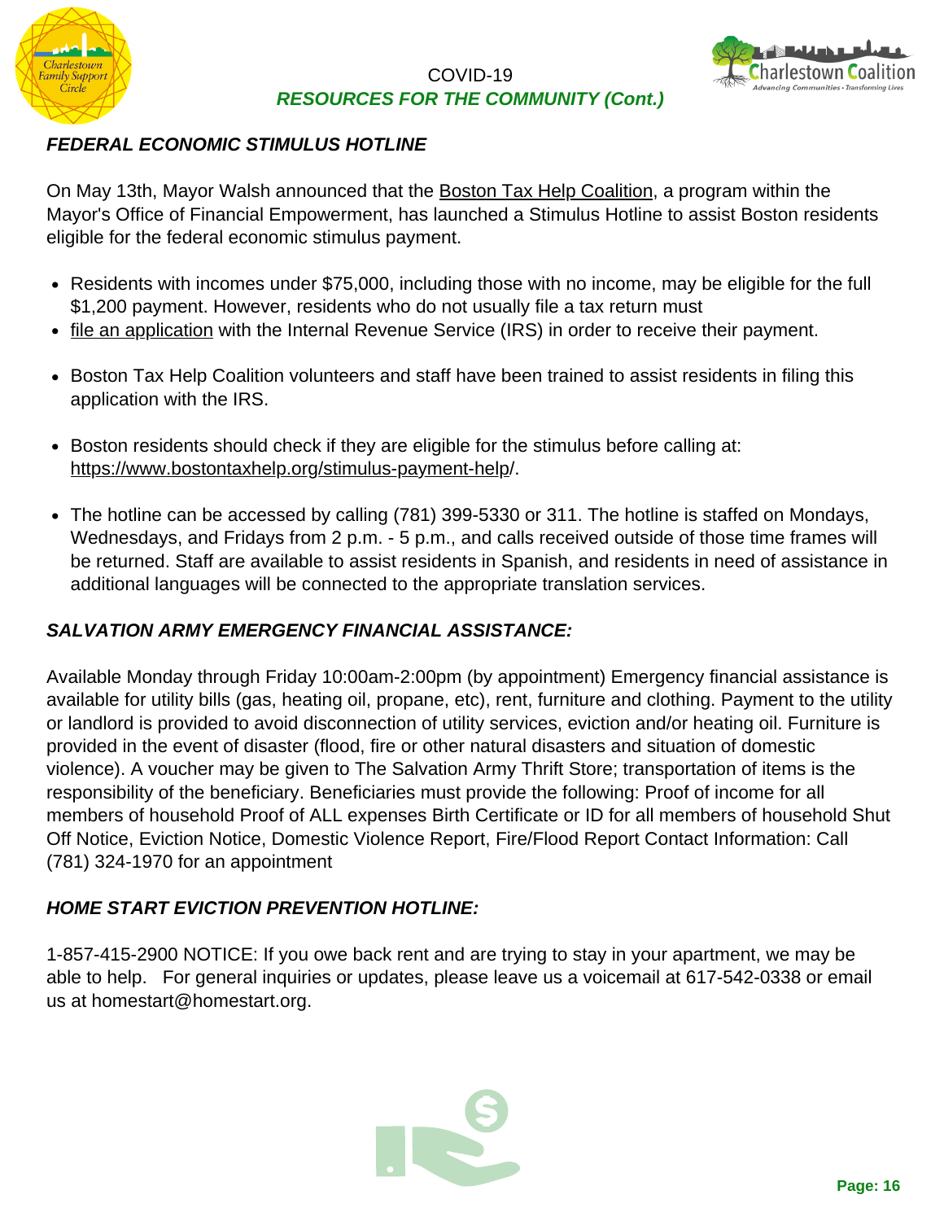COVID-19
*RESOURCES FOR THE COMMUNITY (Cont.)*

### *FEDERAL ECONOMIC STIMULUS HOTLINE*

On May 13th, Mayor Walsh announced that the Boston Tax Help Coalition, a program within the Mayor's Office of Financial Empowerment, has launched a Stimulus Hotline to assist Boston residents eligible for the federal economic stimulus payment.

- Residents with incomes under $75,000, including those with no income, may be eligible for the full $1,200 payment. However, residents who do not usually file a tax return must
- file an application with the Internal Revenue Service (IRS) in order to receive their payment.
- Boston Tax Help Coalition volunteers and staff have been trained to assist residents in filing this application with the IRS.
- Boston residents should check if they are eligible for the stimulus before calling at: https://www.bostontaxhelp.org/stimulus-payment-help/.
- The hotline can be accessed by calling (781) 399-5330 or 311. The hotline is staffed on Mondays, Wednesdays, and Fridays from 2 p.m. - 5 p.m., and calls received outside of those time frames will be returned. Staff are available to assist residents in Spanish, and residents in need of assistance in additional languages will be connected to the appropriate translation services.

### *SALVATION ARMY EMERGENCY FINANCIAL ASSISTANCE:*

Available Monday through Friday 10:00am-2:00pm (by appointment) Emergency financial assistance is available for utility bills (gas, heating oil, propane, etc), rent, furniture and clothing. Payment to the utility or landlord is provided to avoid disconnection of utility services, eviction and/or heating oil. Furniture is provided in the event of disaster (flood, fire or other natural disasters and situation of domestic violence). A voucher may be given to The Salvation Army Thrift Store; transportation of items is the responsibility of the beneficiary. Beneficiaries must provide the following: Proof of income for all members of household Proof of ALL expenses Birth Certificate or ID for all members of household Shut Off Notice, Eviction Notice, Domestic Violence Report, Fire/Flood Report Contact Information: Call (781) 324-1970 for an appointment

### *HOME START EVICTION PREVENTION HOTLINE:*

1-857-415-2900 NOTICE: If you owe back rent and are trying to stay in your apartment, we may be able to help. For general inquiries or updates, please leave us a voicemail at 617-542-0338 or email us at homestart@homestart.org.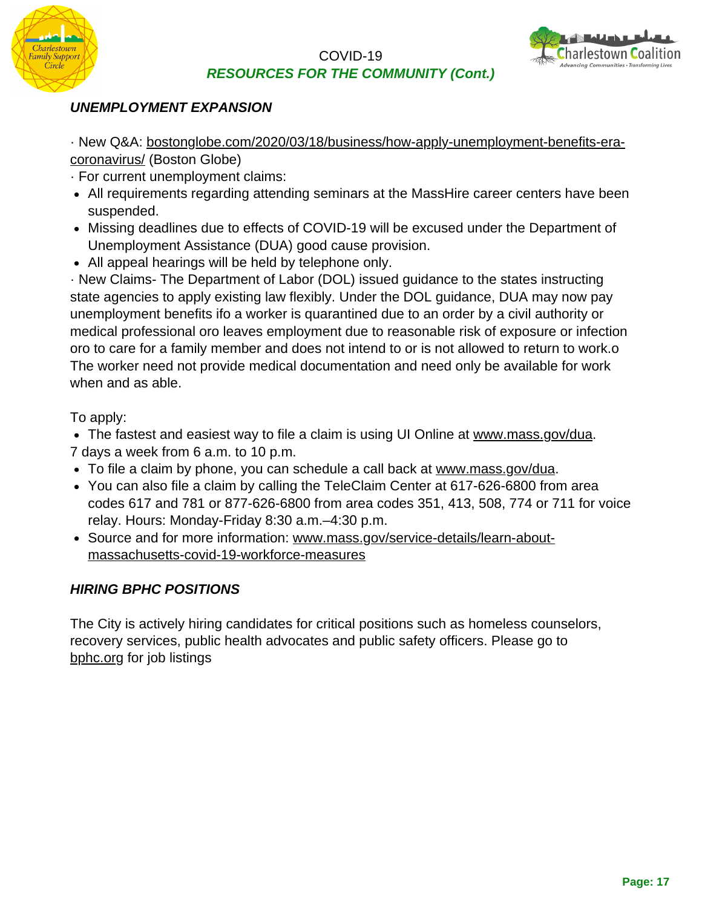COVID-19
***RESOURCES FOR THE COMMUNITY (Cont.)***

### *UNEMPLOYMENT EXPANSION*

· New Q&A: bostonglobe.com/2020/03/18/business/how-apply-unemployment-benefits-era-coronavirus/ (Boston Globe)
· For current unemployment claims:

- All requirements regarding attending seminars at the MassHire career centers have been suspended.
- Missing deadlines due to effects of COVID-19 will be excused under the Department of Unemployment Assistance (DUA) good cause provision.
- All appeal hearings will be held by telephone only.

· New Claims- The Department of Labor (DOL) issued guidance to the states instructing state agencies to apply existing law flexibly. Under the DOL guidance, DUA may now pay unemployment benefits ifo a worker is quarantined due to an order by a civil authority or medical professional oro leaves employment due to reasonable risk of exposure or infection oro to care for a family member and does not intend to or is not allowed to return to work.o The worker need not provide medical documentation and need only be available for work when and as able.

To apply:

- The fastest and easiest way to file a claim is using UI Online at www.mass.gov/dua.

7 days a week from 6 a.m. to 10 p.m.

- To file a claim by phone, you can schedule a call back at www.mass.gov/dua.
- You can also file a claim by calling the TeleClaim Center at 617-626-6800 from area codes 617 and 781 or 877-626-6800 from area codes 351, 413, 508, 774 or 711 for voice relay. Hours: Monday-Friday 8:30 a.m.–4:30 p.m.
- Source and for more information: www.mass.gov/service-details/learn-about-massachusetts-covid-19-workforce-measures

### *HIRING BPHC POSITIONS*

The City is actively hiring candidates for critical positions such as homeless counselors, recovery services, public health advocates and public safety officers. Please go to bphc.org for job listings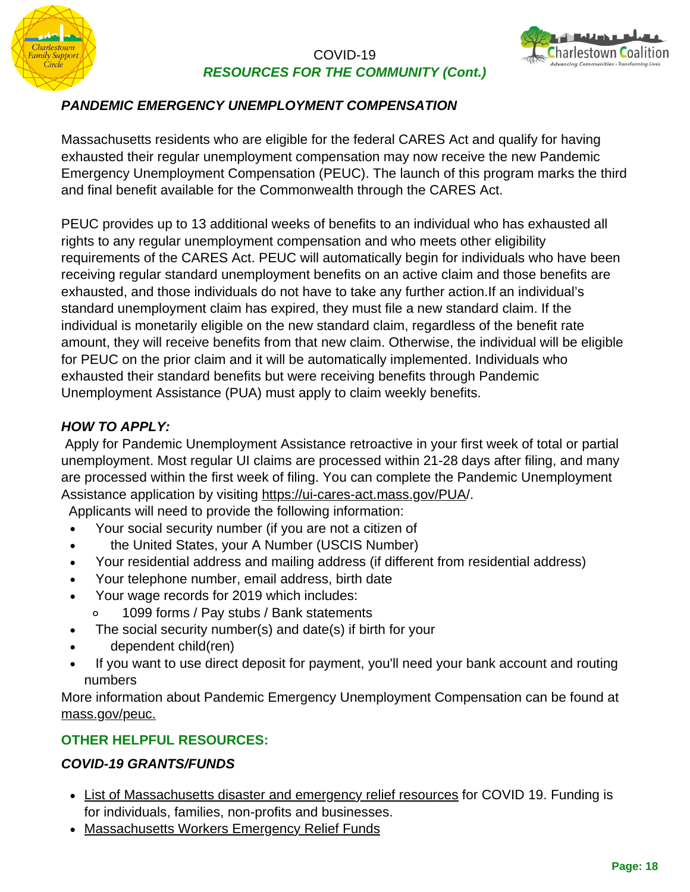COVID-19

*RESOURCES FOR THE COMMUNITY (Cont.)*

### *PANDEMIC EMERGENCY UNEMPLOYMENT COMPENSATION*

Massachusetts residents who are eligible for the federal CARES Act and qualify for having exhausted their regular unemployment compensation may now receive the new Pandemic Emergency Unemployment Compensation (PEUC). The launch of this program marks the third and final benefit available for the Commonwealth through the CARES Act.

PEUC provides up to 13 additional weeks of benefits to an individual who has exhausted all rights to any regular unemployment compensation and who meets other eligibility requirements of the CARES Act. PEUC will automatically begin for individuals who have been receiving regular standard unemployment benefits on an active claim and those benefits are exhausted, and those individuals do not have to take any further action.If an individual's standard unemployment claim has expired, they must file a new standard claim. If the individual is monetarily eligible on the new standard claim, regardless of the benefit rate amount, they will receive benefits from that new claim. Otherwise, the individual will be eligible for PEUC on the prior claim and it will be automatically implemented. Individuals who exhausted their standard benefits but were receiving benefits through Pandemic Unemployment Assistance (PUA) must apply to claim weekly benefits.

### *HOW TO APPLY:*

Apply for Pandemic Unemployment Assistance retroactive in your first week of total or partial unemployment. Most regular UI claims are processed within 21-28 days after filing, and many are processed within the first week of filing. You can complete the Pandemic Unemployment Assistance application by visiting https://ui-cares-act.mass.gov/PUA/.

Applicants will need to provide the following information:

- Your social security number (if you are not a citizen of
- the United States, your A Number (USCIS Number)
- Your residential address and mailing address (if different from residential address)
- Your telephone number, email address, birth date
- Your wage records for 2019 which includes:
  - 1099 forms / Pay stubs / Bank statements
- The social security number(s) and date(s) if birth for your
- dependent child(ren)
- If you want to use direct deposit for payment, you'll need your bank account and routing numbers

More information about Pandemic Emergency Unemployment Compensation can be found at mass.gov/peuc.

## OTHER HELPFUL RESOURCES:

### *COVID-19 GRANTS/FUNDS*

- List of Massachusetts disaster and emergency relief resources for COVID 19. Funding is for individuals, families, non-profits and businesses.
- Massachusetts Workers Emergency Relief Funds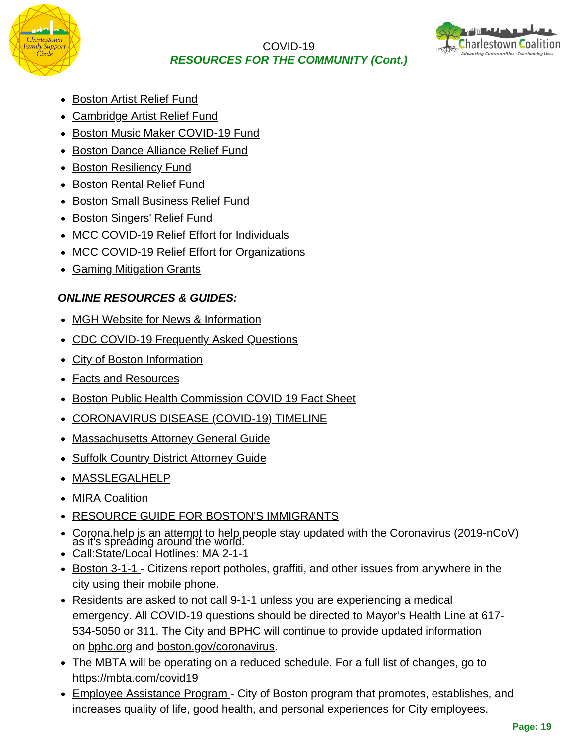# COVID-19
## *RESOURCES FOR THE COMMUNITY (Cont.)*

- Boston Artist Relief Fund
- Cambridge Artist Relief Fund
- Boston Music Maker COVID-19 Fund
- Boston Dance Alliance Relief Fund
- Boston Resiliency Fund
- Boston Rental Relief Fund
- Boston Small Business Relief Fund
- Boston Singers' Relief Fund
- MCC COVID-19 Relief Effort for Individuals
- MCC COVID-19 Relief Effort for Organizations
- Gaming Mitigation Grants

### *ONLINE RESOURCES & GUIDES:*

- MGH Website for News & Information
- CDC COVID-19 Frequently Asked Questions
- City of Boston Information
- Facts and Resources
- Boston Public Health Commission COVID 19 Fact Sheet
- CORONAVIRUS DISEASE (COVID-19) TIMELINE
- Massachusetts Attorney General Guide
- Suffolk Country District Attorney Guide
- MASSLEGALHELP
- MIRA Coalition
- RESOURCE GUIDE FOR BOSTON'S IMMIGRANTS
- Corona.help is an attempt to help people stay updated with the Coronavirus (2019-nCoV) as it's spreading around the world.
- Call:State/Local Hotlines: MA 2-1-1
- Boston 3-1-1 - Citizens report potholes, graffiti, and other issues from anywhere in the city using their mobile phone.
- Residents are asked to not call 9-1-1 unless you are experiencing a medical emergency. All COVID-19 questions should be directed to Mayor's Health Line at 617-534-5050 or 311. The City and BPHC will continue to provide updated information on bphc.org and boston.gov/coronavirus.
- The MBTA will be operating on a reduced schedule. For a full list of changes, go to https://mbta.com/covid19
- Employee Assistance Program - City of Boston program that promotes, establishes, and increases quality of life, good health, and personal experiences for City employees.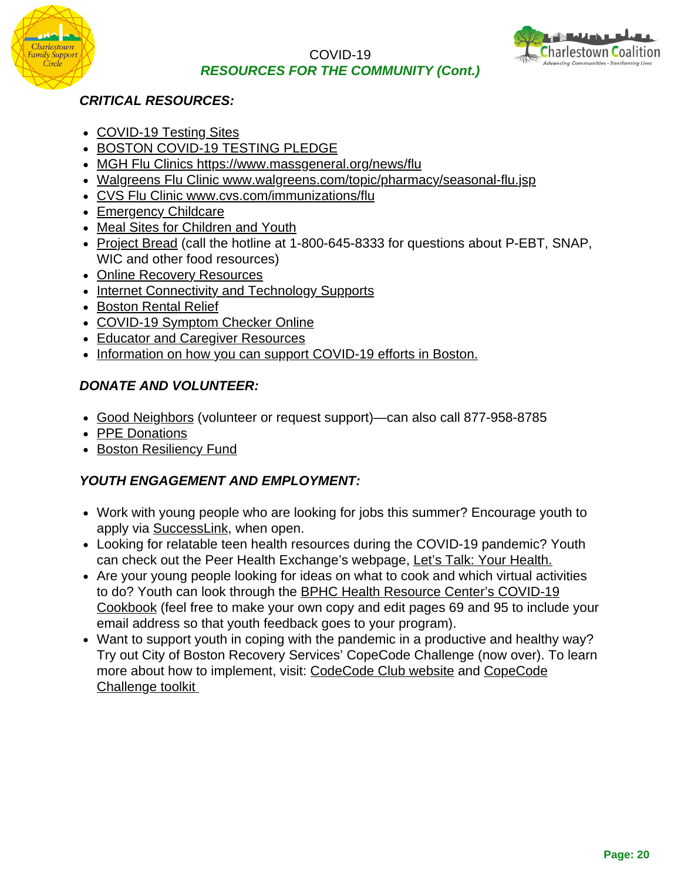COVID-19

***RESOURCES FOR THE COMMUNITY (Cont.)***

### ***CRITICAL RESOURCES:***

- COVID-19 Testing Sites
- BOSTON COVID-19 TESTING PLEDGE
- MGH Flu Clinics https://www.massgeneral.org/news/flu
- Walgreens Flu Clinic www.walgreens.com/topic/pharmacy/seasonal-flu.jsp
- CVS Flu Clinic www.cvs.com/immunizations/flu
- Emergency Childcare
- Meal Sites for Children and Youth
- Project Bread (call the hotline at 1-800-645-8333 for questions about P-EBT, SNAP, WIC and other food resources)
- Online Recovery Resources
- Internet Connectivity and Technology Supports
- Boston Rental Relief
- COVID-19 Symptom Checker Online
- Educator and Caregiver Resources
- Information on how you can support COVID-19 efforts in Boston.

### ***DONATE AND VOLUNTEER:***

- Good Neighbors (volunteer or request support)—can also call 877-958-8785
- PPE Donations
- Boston Resiliency Fund

### ***YOUTH ENGAGEMENT AND EMPLOYMENT:***

- Work with young people who are looking for jobs this summer? Encourage youth to apply via SuccessLink, when open.
- Looking for relatable teen health resources during the COVID-19 pandemic? Youth can check out the Peer Health Exchange's webpage, Let's Talk: Your Health.
- Are your young people looking for ideas on what to cook and which virtual activities to do? Youth can look through the BPHC Health Resource Center's COVID-19 Cookbook (feel free to make your own copy and edit pages 69 and 95 to include your email address so that youth feedback goes to your program).
- Want to support youth in coping with the pandemic in a productive and healthy way? Try out City of Boston Recovery Services' CopeCode Challenge (now over). To learn more about how to implement, visit: CodeCode Club website and CopeCode Challenge toolkit